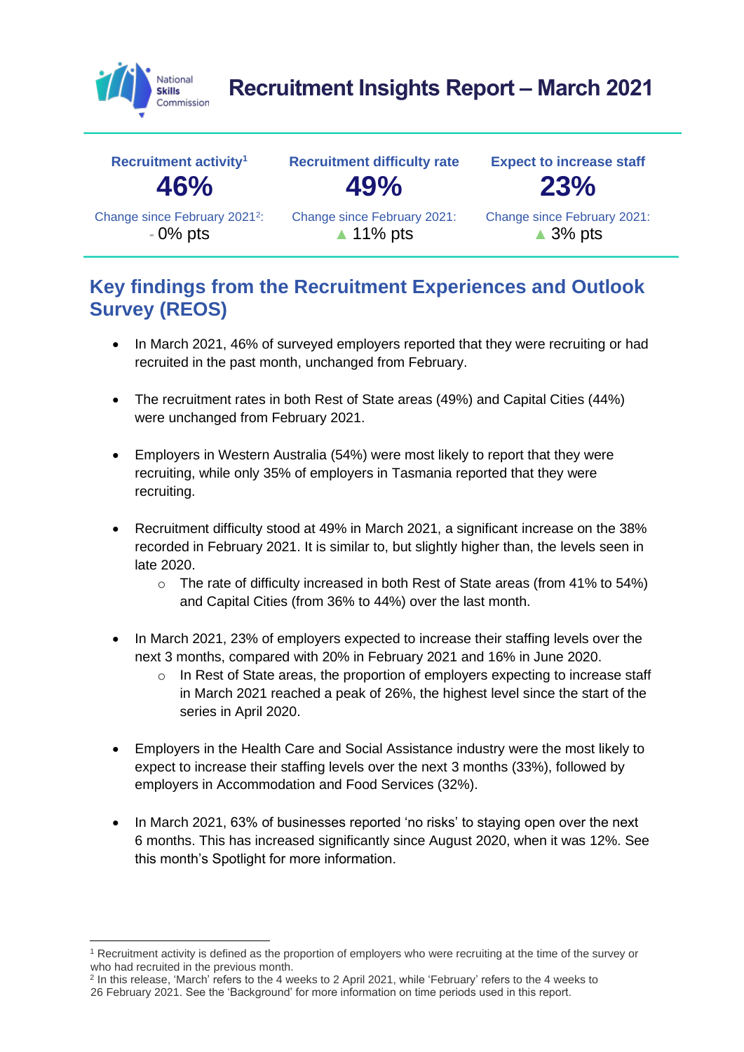# Recruitment Insights Report – March 2021

| Recruitment activity[1] | Recruitment difficulty rate | Expect to increase staff |
|---|---|---|
| **46%** | **49%** | **23%** |
| Change since February 2021[2]: - 0% pts | Change since February 2021: ▲ 11% pts | Change since February 2021: ▲ 3% pts |

## Key findings from the Recruitment Experiences and Outlook Survey (REOS)

- In March 2021, 46% of surveyed employers reported that they were recruiting or had recruited in the past month, unchanged from February.
- The recruitment rates in both Rest of State areas (49%) and Capital Cities (44%) were unchanged from February 2021.
- Employers in Western Australia (54%) were most likely to report that they were recruiting, while only 35% of employers in Tasmania reported that they were recruiting.
- Recruitment difficulty stood at 49% in March 2021, a significant increase on the 38% recorded in February 2021. It is similar to, but slightly higher than, the levels seen in late 2020.
  - The rate of difficulty increased in both Rest of State areas (from 41% to 54%) and Capital Cities (from 36% to 44%) over the last month.
- In March 2021, 23% of employers expected to increase their staffing levels over the next 3 months, compared with 20% in February 2021 and 16% in June 2020.
  - In Rest of State areas, the proportion of employers expecting to increase staff in March 2021 reached a peak of 26%, the highest level since the start of the series in April 2020.
- Employers in the Health Care and Social Assistance industry were the most likely to expect to increase their staffing levels over the next 3 months (33%), followed by employers in Accommodation and Food Services (32%).
- In March 2021, 63% of businesses reported 'no risks' to staying open over the next 6 months. This has increased significantly since August 2020, when it was 12%. See this month's Spotlight for more information.

---

[1] Recruitment activity is defined as the proportion of employers who were recruiting at the time of the survey or who had recruited in the previous month.

[2] In this release, 'March' refers to the 4 weeks to 2 April 2021, while 'February' refers to the 4 weeks to 26 February 2021. See the 'Background' for more information on time periods used in this report.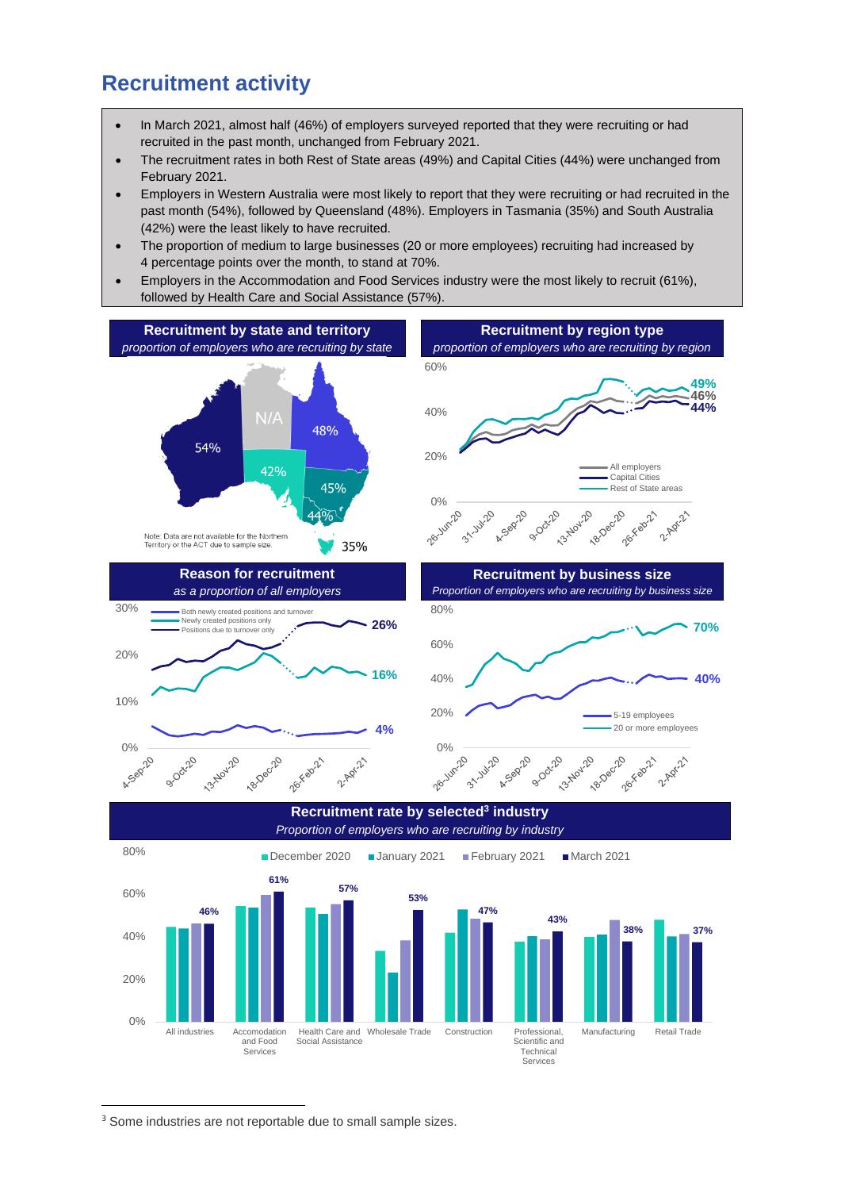## Recruitment activity

- In March 2021, almost half (46%) of employers surveyed reported that they were recruiting or had recruited in the past month, unchanged from February 2021.
- The recruitment rates in both Rest of State areas (49%) and Capital Cities (44%) were unchanged from February 2021.
- Employers in Western Australia were most likely to report that they were recruiting or had recruited in the past month (54%), followed by Queensland (48%). Employers in Tasmania (35%) and South Australia (42%) were the least likely to have recruited.
- The proportion of medium to large businesses (20 or more employees) recruiting had increased by 4 percentage points over the month, to stand at 70%.
- Employers in the Accommodation and Food Services industry were the most likely to recruit (61%), followed by Health Care and Social Assistance (57%).

**Recruitment by state and territory**
*proportion of employers who are recruiting by state*

| State | Recruiting |
|---|---|
| WA | 54% |
| NT | N/A |
| QLD | 48% |
| SA | 42% |
| NSW | 45% |
| VIC | 44% |
| TAS | 35% |

Note: Data are not available for the Northern Territory or the ACT due to sample size.

**Recruitment by region type**
*proportion of employers who are recruiting by region*

Rest of State areas: 49%; All employers: 46%; Capital Cities: 44% (26-Jun-20 to 2-Apr-21)

**Reason for recruitment**
*as a proportion of all employers*

Positions due to turnover only: 26%; Newly created positions only: 16%; Both newly created positions and turnover: 4% (4-Sep-20 to 2-Apr-21)

**Recruitment by business size**
*Proportion of employers who are recruiting by business size*

20 or more employees: 70%; 5-19 employees: 40% (26-Jun-20 to 2-Apr-21)

**Recruitment rate by selected[3] industry**
*Proportion of employers who are recruiting by industry*

| Industry | March 2021 |
|---|---|
| All industries | 46% |
| Accomodation and Food Services | 61% |
| Health Care and Social Assistance | 57% |
| Wholesale Trade | 53% |
| Construction | 47% |
| Professional, Scientific and Technical Services | 43% |
| Manufacturing | 38% |
| Retail Trade | 37% |

[3] Some industries are not reportable due to small sample sizes.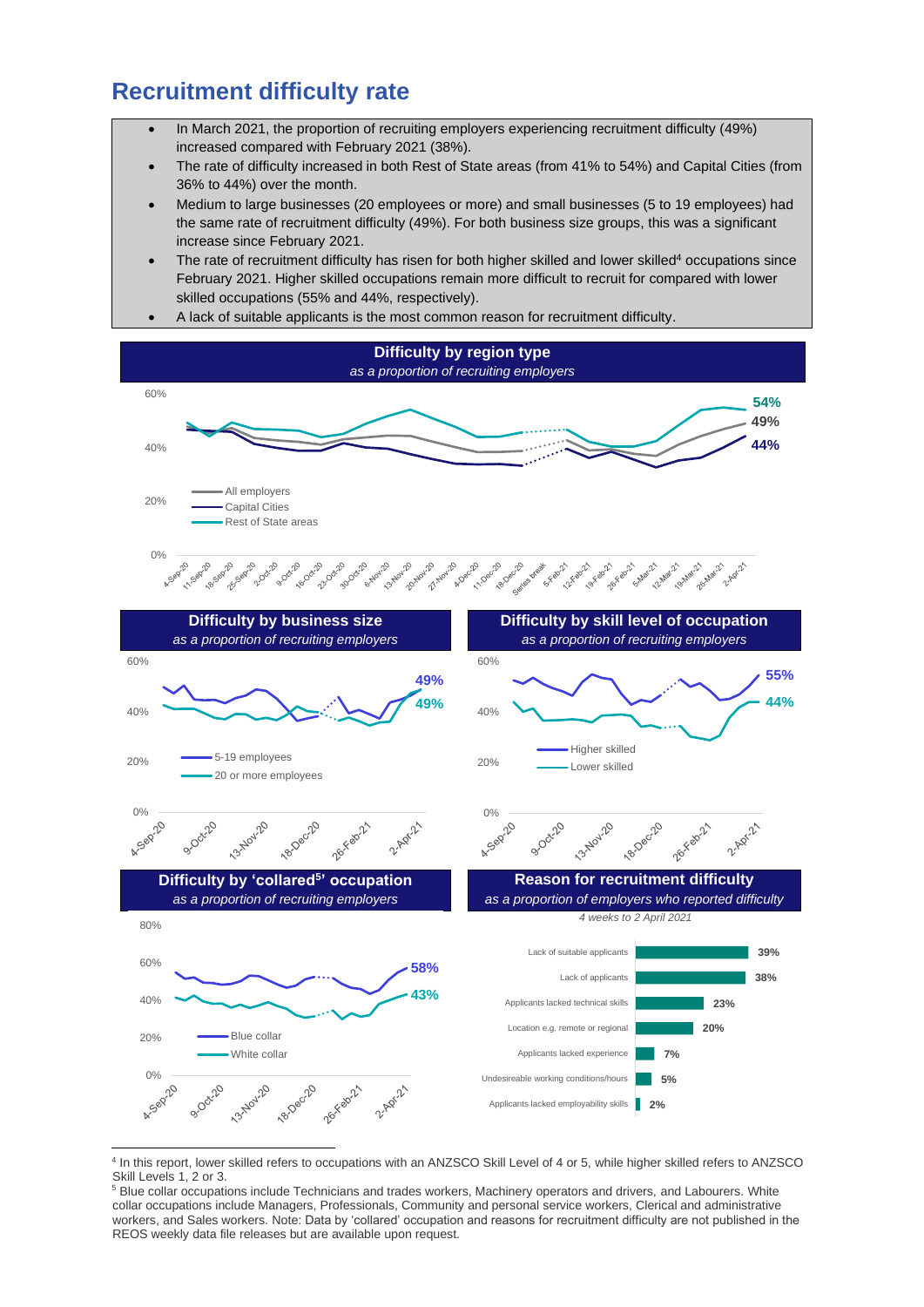## Recruitment difficulty rate

- In March 2021, the proportion of recruiting employers experiencing recruitment difficulty (49%) increased compared with February 2021 (38%).
- The rate of difficulty increased in both Rest of State areas (from 41% to 54%) and Capital Cities (from 36% to 44%) over the month.
- Medium to large businesses (20 employees or more) and small businesses (5 to 19 employees) had the same rate of recruitment difficulty (49%). For both business size groups, this was a significant increase since February 2021.
- The rate of recruitment difficulty has risen for both higher skilled and lower skilled[4] occupations since February 2021. Higher skilled occupations remain more difficult to recruit for compared with lower skilled occupations (55% and 44%, respectively).
- A lack of suitable applicants is the most common reason for recruitment difficulty.

**Difficulty by region type**
*as a proportion of recruiting employers*

Legend: All employers (49%), Capital Cities (44%), Rest of State areas (54%)

**Difficulty by business size**
*as a proportion of recruiting employers*

Legend: 5-19 employees (49%), 20 or more employees (49%)

**Difficulty by skill level of occupation**
*as a proportion of recruiting employers*

Legend: Higher skilled (55%), Lower skilled (44%)

**Difficulty by 'collared[5]' occupation**
*as a proportion of recruiting employers*

Legend: Blue collar (58%), White collar (43%)

**Reason for recruitment difficulty**
*as a proportion of employers who reported difficulty*
*4 weeks to 2 April 2021*

| Reason | Proportion |
|---|---|
| Lack of suitable applicants | 39% |
| Lack of applicants | 38% |
| Applicants lacked technical skills | 23% |
| Location e.g. remote or regional | 20% |
| Applicants lacked experience | 7% |
| Undesireable working conditions/hours | 5% |
| Applicants lacked employability skills | 2% |

[4] In this report, lower skilled refers to occupations with an ANZSCO Skill Level of 4 or 5, while higher skilled refers to ANZSCO Skill Levels 1, 2 or 3.

[5] Blue collar occupations include Technicians and trades workers, Machinery operators and drivers, and Labourers. White collar occupations include Managers, Professionals, Community and personal service workers, Clerical and administrative workers, and Sales workers. Note: Data by 'collared' occupation and reasons for recruitment difficulty are not published in the REOS weekly data file releases but are available upon request.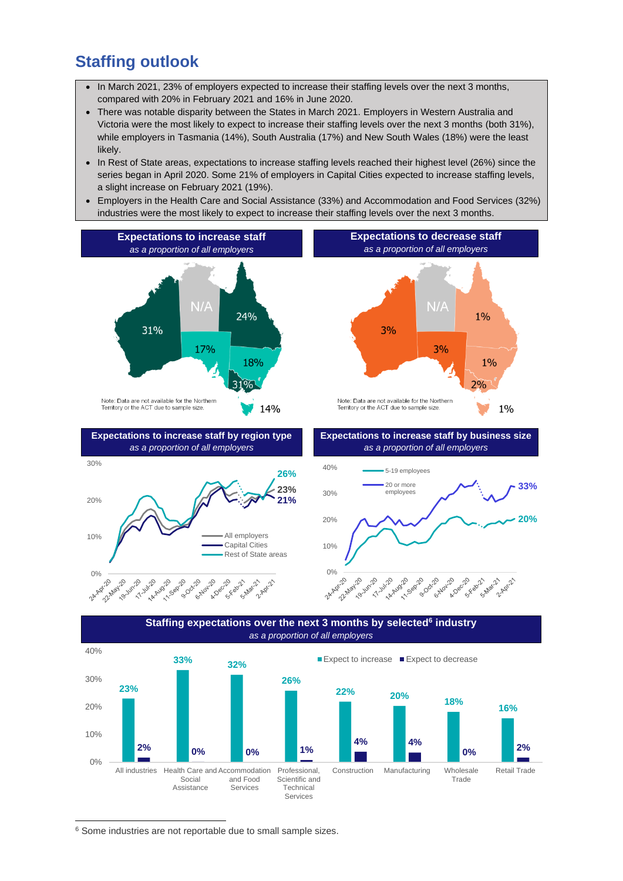## Staffing outlook

- In March 2021, 23% of employers expected to increase their staffing levels over the next 3 months, compared with 20% in February 2021 and 16% in June 2020.
- There was notable disparity between the States in March 2021. Employers in Western Australia and Victoria were the most likely to expect to increase their staffing levels over the next 3 months (both 31%), while employers in Tasmania (14%), South Australia (17%) and New South Wales (18%) were the least likely.
- In Rest of State areas, expectations to increase staffing levels reached their highest level (26%) since the series began in April 2020. Some 21% of employers in Capital Cities expected to increase staffing levels, a slight increase on February 2021 (19%).
- Employers in the Health Care and Social Assistance (33%) and Accommodation and Food Services (32%) industries were the most likely to expect to increase their staffing levels over the next 3 months.

**Expectations to increase staff**
*as a proportion of all employers*

| State | Expect to increase |
|---|---|
| Western Australia | 31% |
| Northern Territory | N/A |
| Queensland | 24% |
| South Australia | 17% |
| New South Wales | 18% |
| Victoria | 31% |
| Tasmania | 14% |

Note: Data are not available for the Northern Territory or the ACT due to sample size.

**Expectations to decrease staff**
*as a proportion of all employers*

| State | Expect to decrease |
|---|---|
| Western Australia | 3% |
| Northern Territory | N/A |
| Queensland | 1% |
| South Australia | 3% |
| New South Wales | 1% |
| Victoria | 2% |
| Tasmania | 1% |

Note: Data are not available for the Northern Territory or the ACT due to sample size.

**Expectations to increase staff by region type**
*as a proportion of all employers*

Series: All employers (23%), Capital Cities (21%), Rest of State areas (26%); 24-Apr-20 to 2-Apr-21.

**Expectations to increase staff by business size**
*as a proportion of all employers*

Series: 5-19 employees (20%), 20 or more employees (33%); 24-Apr-20 to 2-Apr-21.

**Staffing expectations over the next 3 months by selected[6] industry**
*as a proportion of all employers*

| Industry | Expect to increase | Expect to decrease |
|---|---|---|
| All industries | 23% | 2% |
| Health Care and Social Assistance | 33% | 0% |
| Accommodation and Food Services | 32% | 0% |
| Professional, Scientific and Technical Services | 26% | 1% |
| Construction | 22% | 4% |
| Manufacturing | 20% | 4% |
| Wholesale Trade | 18% | 0% |
| Retail Trade | 16% | 2% |

[6] Some industries are not reportable due to small sample sizes.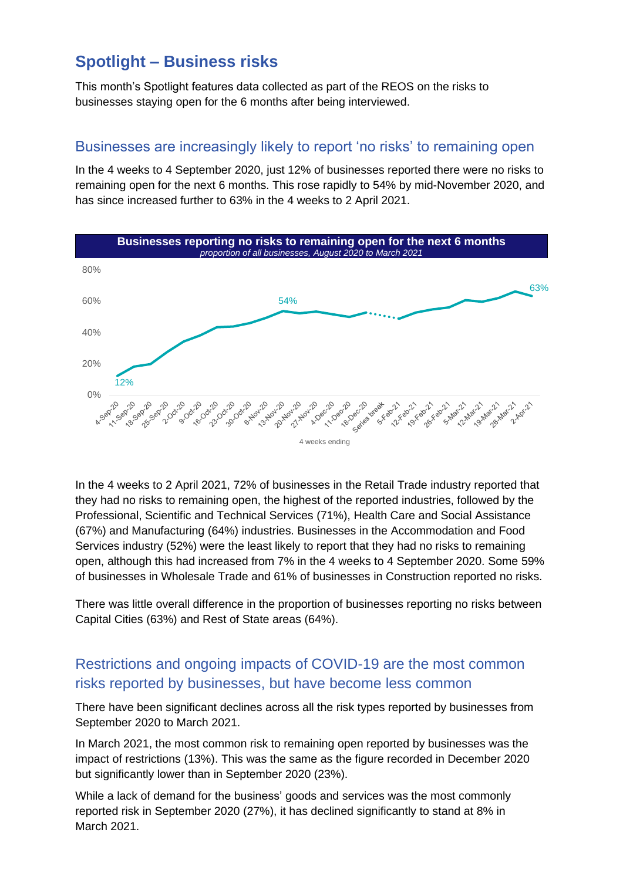## Spotlight – Business risks

This month's Spotlight features data collected as part of the REOS on the risks to businesses staying open for the 6 months after being interviewed.

### Businesses are increasingly likely to report 'no risks' to remaining open

In the 4 weeks to 4 September 2020, just 12% of businesses reported there were no risks to remaining open for the next 6 months. This rose rapidly to 54% by mid-November 2020, and has since increased further to 63% in the 4 weeks to 2 April 2021.

**Businesses reporting no risks to remaining open for the next 6 months**
*proportion of all businesses, August 2020 to March 2021*

In the 4 weeks to 2 April 2021, 72% of businesses in the Retail Trade industry reported that they had no risks to remaining open, the highest of the reported industries, followed by the Professional, Scientific and Technical Services (71%), Health Care and Social Assistance (67%) and Manufacturing (64%) industries. Businesses in the Accommodation and Food Services industry (52%) were the least likely to report that they had no risks to remaining open, although this had increased from 7% in the 4 weeks to 4 September 2020. Some 59% of businesses in Wholesale Trade and 61% of businesses in Construction reported no risks.

There was little overall difference in the proportion of businesses reporting no risks between Capital Cities (63%) and Rest of State areas (64%).

### Restrictions and ongoing impacts of COVID-19 are the most common risks reported by businesses, but have become less common

There have been significant declines across all the risk types reported by businesses from September 2020 to March 2021.

In March 2021, the most common risk to remaining open reported by businesses was the impact of restrictions (13%). This was the same as the figure recorded in December 2020 but significantly lower than in September 2020 (23%).

While a lack of demand for the business' goods and services was the most commonly reported risk in September 2020 (27%), it has declined significantly to stand at 8% in March 2021.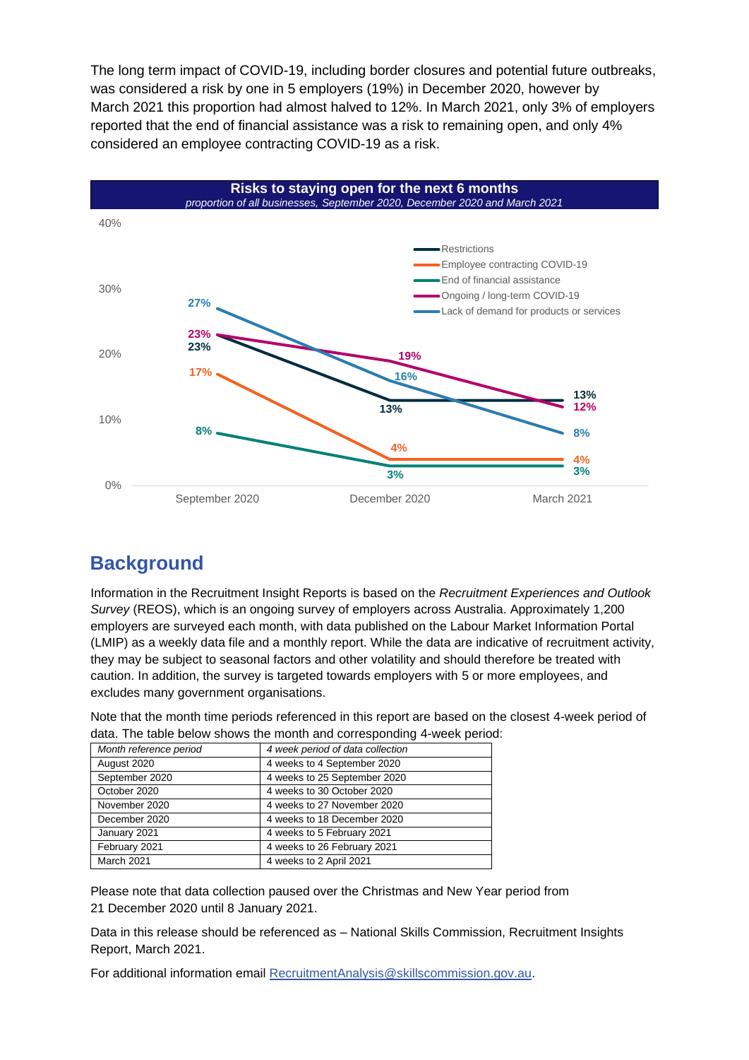The long term impact of COVID-19, including border closures and potential future outbreaks, was considered a risk by one in 5 employers (19%) in December 2020, however by March 2021 this proportion had almost halved to 12%. In March 2021, only 3% of employers reported that the end of financial assistance was a risk to remaining open, and only 4% considered an employee contracting COVID-19 as a risk.

**Risks to staying open for the next 6 months**

*proportion of all businesses, September 2020, December 2020 and March 2021*

40%
30%
20%
10%
0%

Restrictions
Employee contracting COVID-19
End of financial assistance
Ongoing / long-term COVID-19
Lack of demand for products or services

27%
23%
23%
17%
8%
19%
16%
13%
4%
3%
13%
12%
8%
4%
3%

September 2020
December 2020
March 2021

## Background

Information in the Recruitment Insight Reports is based on the *Recruitment Experiences and Outlook Survey* (REOS), which is an ongoing survey of employers across Australia. Approximately 1,200 employers are surveyed each month, with data published on the Labour Market Information Portal (LMIP) as a weekly data file and a monthly report. While the data are indicative of recruitment activity, they may be subject to seasonal factors and other volatility and should therefore be treated with caution. In addition, the survey is targeted towards employers with 5 or more employees, and excludes many government organisations.

Note that the month time periods referenced in this report are based on the closest 4-week period of data. The table below shows the month and corresponding 4-week period:

| *Month reference period* | *4 week period of data collection* |
|---|---|
| August 2020 | 4 weeks to 4 September 2020 |
| September 2020 | 4 weeks to 25 September 2020 |
| October 2020 | 4 weeks to 30 October 2020 |
| November 2020 | 4 weeks to 27 November 2020 |
| December 2020 | 4 weeks to 18 December 2020 |
| January 2021 | 4 weeks to 5 February 2021 |
| February 2021 | 4 weeks to 26 February 2021 |
| March 2021 | 4 weeks to 2 April 2021 |

Please note that data collection paused over the Christmas and New Year period from 21 December 2020 until 8 January 2021.

Data in this release should be referenced as – National Skills Commission, Recruitment Insights Report, March 2021.

For additional information email [RecruitmentAnalysis@skillscommission.gov.au](mailto:RecruitmentAnalysis@skillscommission.gov.au).